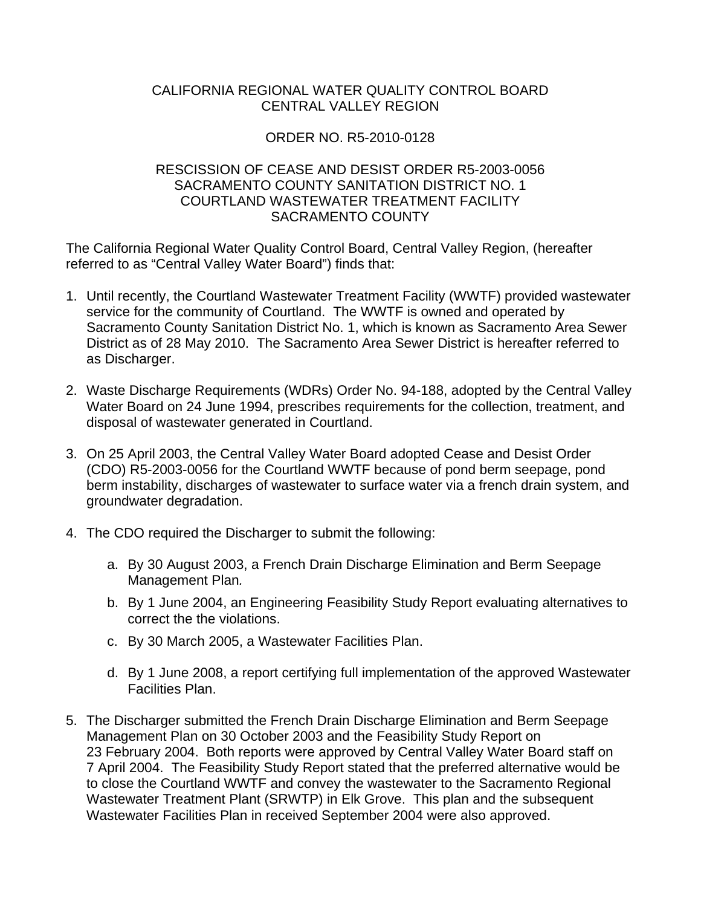CALIFORNIA REGIONAL WATER QUALITY CONTROL BOARD
CENTRAL VALLEY REGION

ORDER NO. R5-2010-0128

RESCISSION OF CEASE AND DESIST ORDER R5-2003-0056
SACRAMENTO COUNTY SANITATION DISTRICT NO. 1
COURTLAND WASTEWATER TREATMENT FACILITY
SACRAMENTO COUNTY

The California Regional Water Quality Control Board, Central Valley Region, (hereafter referred to as "Central Valley Water Board") finds that:

1. Until recently, the Courtland Wastewater Treatment Facility (WWTF) provided wastewater service for the community of Courtland. The WWTF is owned and operated by Sacramento County Sanitation District No. 1, which is known as Sacramento Area Sewer District as of 28 May 2010. The Sacramento Area Sewer District is hereafter referred to as Discharger.

2. Waste Discharge Requirements (WDRs) Order No. 94-188, adopted by the Central Valley Water Board on 24 June 1994, prescribes requirements for the collection, treatment, and disposal of wastewater generated in Courtland.

3. On 25 April 2003, the Central Valley Water Board adopted Cease and Desist Order (CDO) R5-2003-0056 for the Courtland WWTF because of pond berm seepage, pond berm instability, discharges of wastewater to surface water via a french drain system, and groundwater degradation.

4. The CDO required the Discharger to submit the following:

   a. By 30 August 2003, a French Drain Discharge Elimination and Berm Seepage Management Plan*.*

   b. By 1 June 2004, an Engineering Feasibility Study Report evaluating alternatives to correct the the violations.

   c. By 30 March 2005, a Wastewater Facilities Plan.

   d. By 1 June 2008, a report certifying full implementation of the approved Wastewater Facilities Plan.

5. The Discharger submitted the French Drain Discharge Elimination and Berm Seepage Management Plan on 30 October 2003 and the Feasibility Study Report on 23 February 2004. Both reports were approved by Central Valley Water Board staff on 7 April 2004. The Feasibility Study Report stated that the preferred alternative would be to close the Courtland WWTF and convey the wastewater to the Sacramento Regional Wastewater Treatment Plant (SRWTP) in Elk Grove. This plan and the subsequent Wastewater Facilities Plan in received September 2004 were also approved.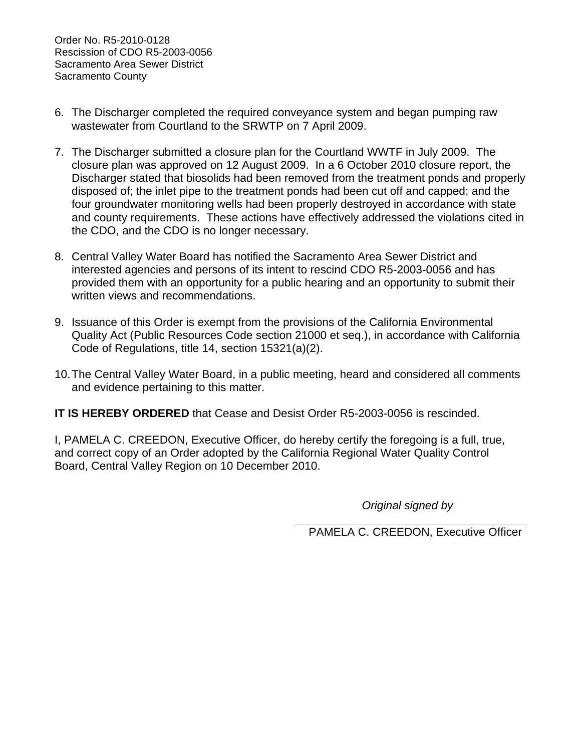6. The Discharger completed the required conveyance system and began pumping raw wastewater from Courtland to the SRWTP on 7 April 2009.

7. The Discharger submitted a closure plan for the Courtland WWTF in July 2009. The closure plan was approved on 12 August 2009. In a 6 October 2010 closure report, the Discharger stated that biosolids had been removed from the treatment ponds and properly disposed of; the inlet pipe to the treatment ponds had been cut off and capped; and the four groundwater monitoring wells had been properly destroyed in accordance with state and county requirements. These actions have effectively addressed the violations cited in the CDO, and the CDO is no longer necessary.

8. Central Valley Water Board has notified the Sacramento Area Sewer District and interested agencies and persons of its intent to rescind CDO R5-2003-0056 and has provided them with an opportunity for a public hearing and an opportunity to submit their written views and recommendations.

9. Issuance of this Order is exempt from the provisions of the California Environmental Quality Act (Public Resources Code section 21000 et seq.), in accordance with California Code of Regulations, title 14, section 15321(a)(2).

10. The Central Valley Water Board, in a public meeting, heard and considered all comments and evidence pertaining to this matter.

**IT IS HEREBY ORDERED** that Cease and Desist Order R5-2003-0056 is rescinded.

I, PAMELA C. CREEDON, Executive Officer, do hereby certify the foregoing is a full, true, and correct copy of an Order adopted by the California Regional Water Quality Control Board, Central Valley Region on 10 December 2010.

*Original signed by*

PAMELA C. CREEDON, Executive Officer